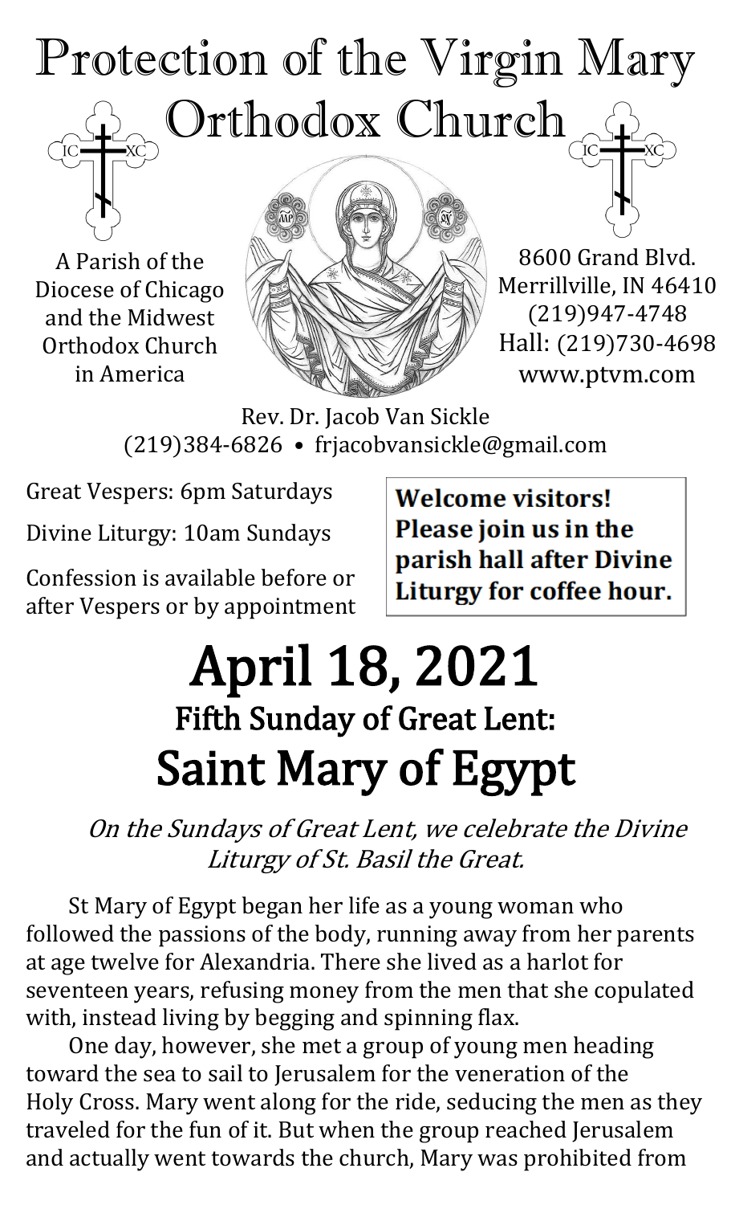# Protection of the Virgin Mary Orthodox Church

A Parish of the Diocese of Chicago and the Midwest Orthodox Church in America

8600 Grand Blvd.
Merrillville, IN 46410
(219)947-4748
Hall: (219)730-4698
www.ptvm.com

Rev. Dr. Jacob Van Sickle
(219)384-6826 • frjacobvansickle@gmail.com

Great Vespers: 6pm Saturdays

Divine Liturgy: 10am Sundays

Confession is available before or after Vespers or by appointment

**Welcome visitors! Please join us in the parish hall after Divine Liturgy for coffee hour.**

# April 18, 2021

## Fifth Sunday of Great Lent:

# Saint Mary of Egypt

*On the Sundays of Great Lent, we celebrate the Divine Liturgy of St. Basil the Great.*

St Mary of Egypt began her life as a young woman who followed the passions of the body, running away from her parents at age twelve for Alexandria. There she lived as a harlot for seventeen years, refusing money from the men that she copulated with, instead living by begging and spinning flax.

One day, however, she met a group of young men heading toward the sea to sail to Jerusalem for the veneration of the Holy Cross. Mary went along for the ride, seducing the men as they traveled for the fun of it. But when the group reached Jerusalem and actually went towards the church, Mary was prohibited from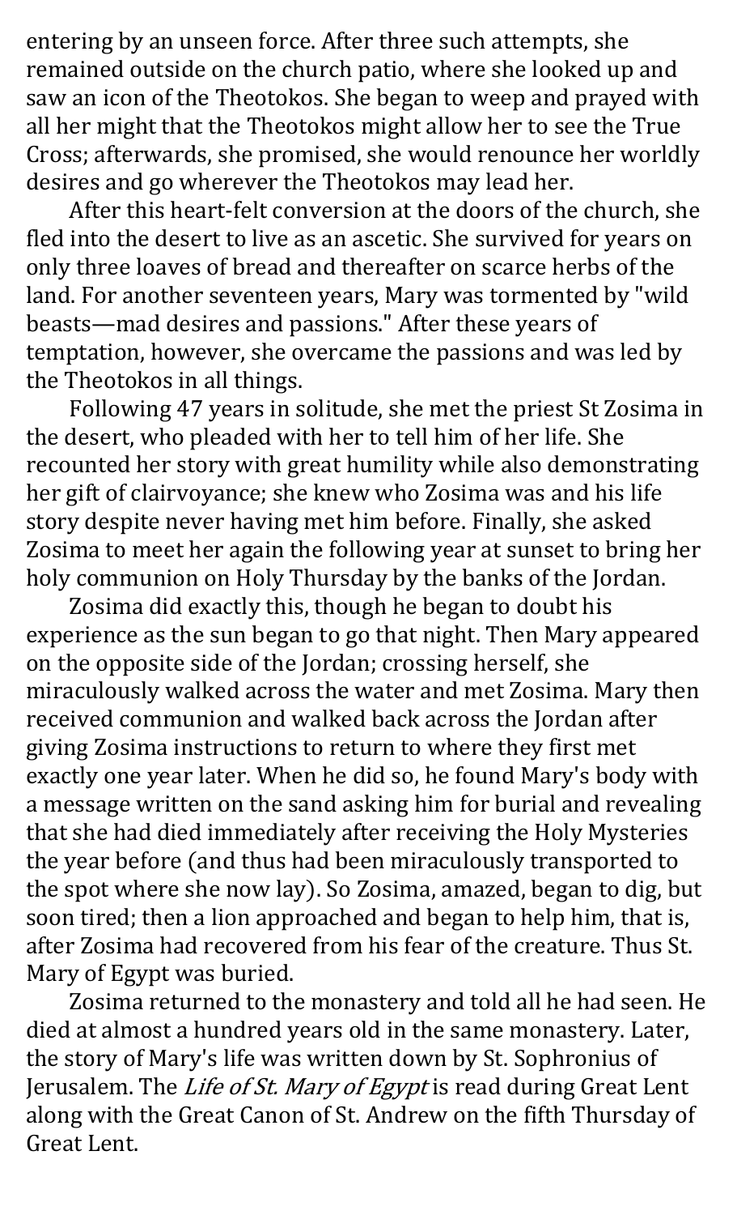entering by an unseen force. After three such attempts, she remained outside on the church patio, where she looked up and saw an icon of the Theotokos. She began to weep and prayed with all her might that the Theotokos might allow her to see the True Cross; afterwards, she promised, she would renounce her worldly desires and go wherever the Theotokos may lead her.

After this heart-felt conversion at the doors of the church, she fled into the desert to live as an ascetic. She survived for years on only three loaves of bread and thereafter on scarce herbs of the land. For another seventeen years, Mary was tormented by "wild beasts—mad desires and passions." After these years of temptation, however, she overcame the passions and was led by the Theotokos in all things.

Following 47 years in solitude, she met the priest St Zosima in the desert, who pleaded with her to tell him of her life. She recounted her story with great humility while also demonstrating her gift of clairvoyance; she knew who Zosima was and his life story despite never having met him before. Finally, she asked Zosima to meet her again the following year at sunset to bring her holy communion on Holy Thursday by the banks of the Jordan.

Zosima did exactly this, though he began to doubt his experience as the sun began to go that night. Then Mary appeared on the opposite side of the Jordan; crossing herself, she miraculously walked across the water and met Zosima. Mary then received communion and walked back across the Jordan after giving Zosima instructions to return to where they first met exactly one year later. When he did so, he found Mary's body with a message written on the sand asking him for burial and revealing that she had died immediately after receiving the Holy Mysteries the year before (and thus had been miraculously transported to the spot where she now lay). So Zosima, amazed, began to dig, but soon tired; then a lion approached and began to help him, that is, after Zosima had recovered from his fear of the creature. Thus St. Mary of Egypt was buried.

Zosima returned to the monastery and told all he had seen. He died at almost a hundred years old in the same monastery. Later, the story of Mary's life was written down by St. Sophronius of Jerusalem. The *Life of St. Mary of Egypt* is read during Great Lent along with the Great Canon of St. Andrew on the fifth Thursday of Great Lent.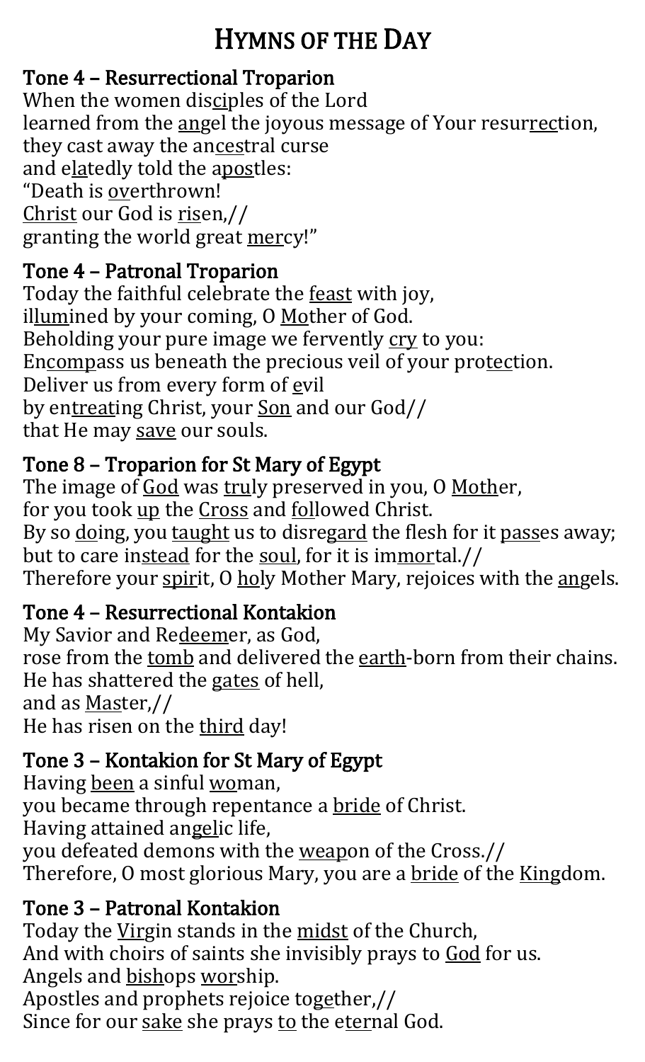# HYMNS OF THE DAY

## Tone 4 – Resurrectional Troparion

When the women disciples of the Lord
learned from the angel the joyous message of Your resurrection,
they cast away the ancestral curse
and elatedly told the apostles:
"Death is overthrown!
Christ our God is risen,//
granting the world great mercy!"

## Tone 4 – Patronal Troparion

Today the faithful celebrate the feast with joy,
illumined by your coming, O Mother of God.
Beholding your pure image we fervently cry to you:
Encompass us beneath the precious veil of your protection.
Deliver us from every form of evil
by entreating Christ, your Son and our God//
that He may save our souls.

## Tone 8 – Troparion for St Mary of Egypt

The image of God was truly preserved in you, O Mother,
for you took up the Cross and followed Christ.
By so doing, you taught us to disregard the flesh for it passes away;
but to care instead for the soul, for it is immortal.//
Therefore your spirit, O holy Mother Mary, rejoices with the angels.

## Tone 4 – Resurrectional Kontakion

My Savior and Redeemer, as God,
rose from the tomb and delivered the earth-born from their chains.
He has shattered the gates of hell,
and as Master,//
He has risen on the third day!

## Tone 3 – Kontakion for St Mary of Egypt

Having been a sinful woman,
you became through repentance a bride of Christ.
Having attained angelic life,
you defeated demons with the weapon of the Cross.//
Therefore, O most glorious Mary, you are a bride of the Kingdom.

## Tone 3 – Patronal Kontakion

Today the Virgin stands in the midst of the Church,
And with choirs of saints she invisibly prays to God for us.
Angels and bishops worship.
Apostles and prophets rejoice together,//
Since for our sake she prays to the eternal God.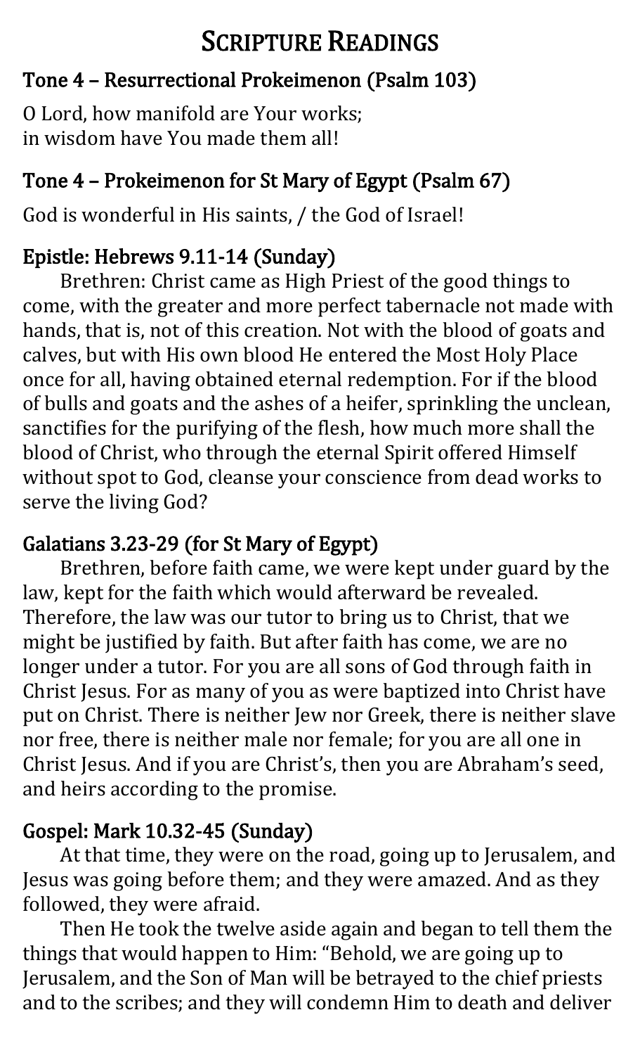# Scripture Readings

## Tone 4 – Resurrectional Prokeimenon (Psalm 103)

O Lord, how manifold are Your works;
in wisdom have You made them all!

## Tone 4 – Prokeimenon for St Mary of Egypt (Psalm 67)

God is wonderful in His saints, / the God of Israel!

## Epistle: Hebrews 9.11-14 (Sunday)

Brethren: Christ came as High Priest of the good things to come, with the greater and more perfect tabernacle not made with hands, that is, not of this creation. Not with the blood of goats and calves, but with His own blood He entered the Most Holy Place once for all, having obtained eternal redemption. For if the blood of bulls and goats and the ashes of a heifer, sprinkling the unclean, sanctifies for the purifying of the flesh, how much more shall the blood of Christ, who through the eternal Spirit offered Himself without spot to God, cleanse your conscience from dead works to serve the living God?

## Galatians 3.23-29 (for St Mary of Egypt)

Brethren, before faith came, we were kept under guard by the law, kept for the faith which would afterward be revealed. Therefore, the law was our tutor to bring us to Christ, that we might be justified by faith. But after faith has come, we are no longer under a tutor. For you are all sons of God through faith in Christ Jesus. For as many of you as were baptized into Christ have put on Christ. There is neither Jew nor Greek, there is neither slave nor free, there is neither male nor female; for you are all one in Christ Jesus. And if you are Christ's, then you are Abraham's seed, and heirs according to the promise.

## Gospel: Mark 10.32-45 (Sunday)

At that time, they were on the road, going up to Jerusalem, and Jesus was going before them; and they were amazed. And as they followed, they were afraid.

Then He took the twelve aside again and began to tell them the things that would happen to Him: "Behold, we are going up to Jerusalem, and the Son of Man will be betrayed to the chief priests and to the scribes; and they will condemn Him to death and deliver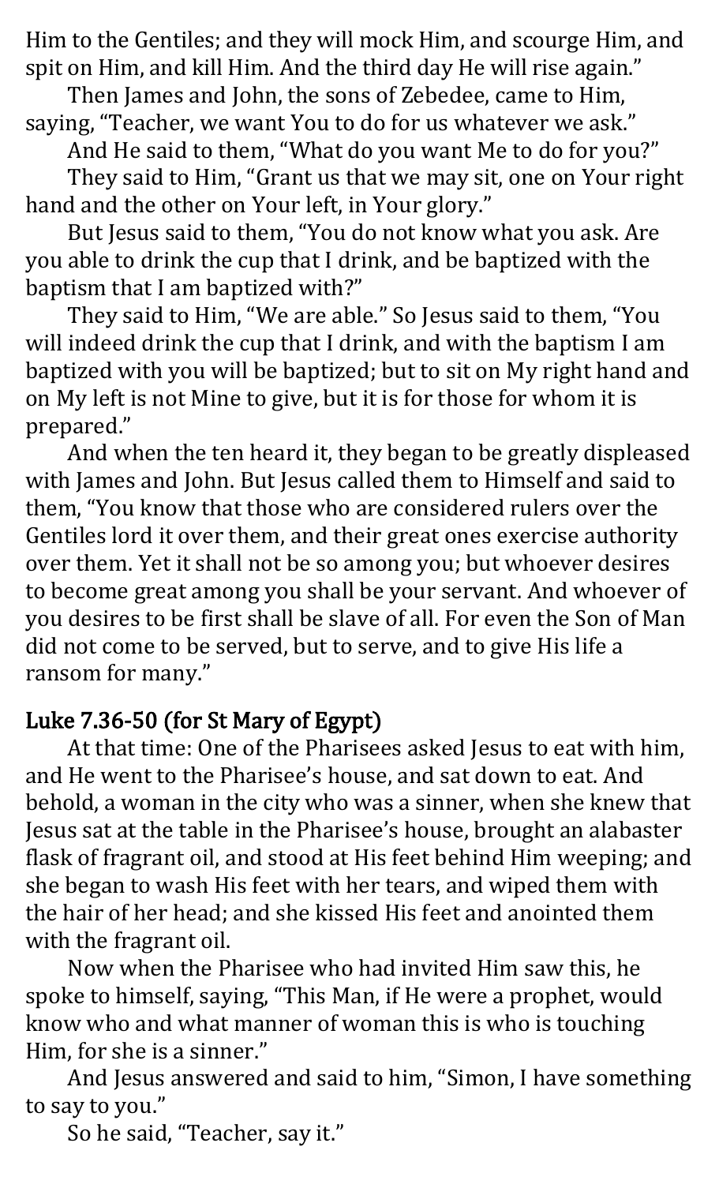Him to the Gentiles; and they will mock Him, and scourge Him, and spit on Him, and kill Him. And the third day He will rise again."

Then James and John, the sons of Zebedee, came to Him, saying, "Teacher, we want You to do for us whatever we ask."

And He said to them, "What do you want Me to do for you?"

They said to Him, "Grant us that we may sit, one on Your right hand and the other on Your left, in Your glory."

But Jesus said to them, "You do not know what you ask. Are you able to drink the cup that I drink, and be baptized with the baptism that I am baptized with?"

They said to Him, "We are able." So Jesus said to them, "You will indeed drink the cup that I drink, and with the baptism I am baptized with you will be baptized; but to sit on My right hand and on My left is not Mine to give, but it is for those for whom it is prepared."

And when the ten heard it, they began to be greatly displeased with James and John. But Jesus called them to Himself and said to them, "You know that those who are considered rulers over the Gentiles lord it over them, and their great ones exercise authority over them. Yet it shall not be so among you; but whoever desires to become great among you shall be your servant. And whoever of you desires to be first shall be slave of all. For even the Son of Man did not come to be served, but to serve, and to give His life a ransom for many."

## Luke 7.36-50 (for St Mary of Egypt)

At that time: One of the Pharisees asked Jesus to eat with him, and He went to the Pharisee's house, and sat down to eat. And behold, a woman in the city who was a sinner, when she knew that Jesus sat at the table in the Pharisee's house, brought an alabaster flask of fragrant oil, and stood at His feet behind Him weeping; and she began to wash His feet with her tears, and wiped them with the hair of her head; and she kissed His feet and anointed them with the fragrant oil.

Now when the Pharisee who had invited Him saw this, he spoke to himself, saying, "This Man, if He were a prophet, would know who and what manner of woman this is who is touching Him, for she is a sinner."

And Jesus answered and said to him, "Simon, I have something to say to you."

So he said, "Teacher, say it."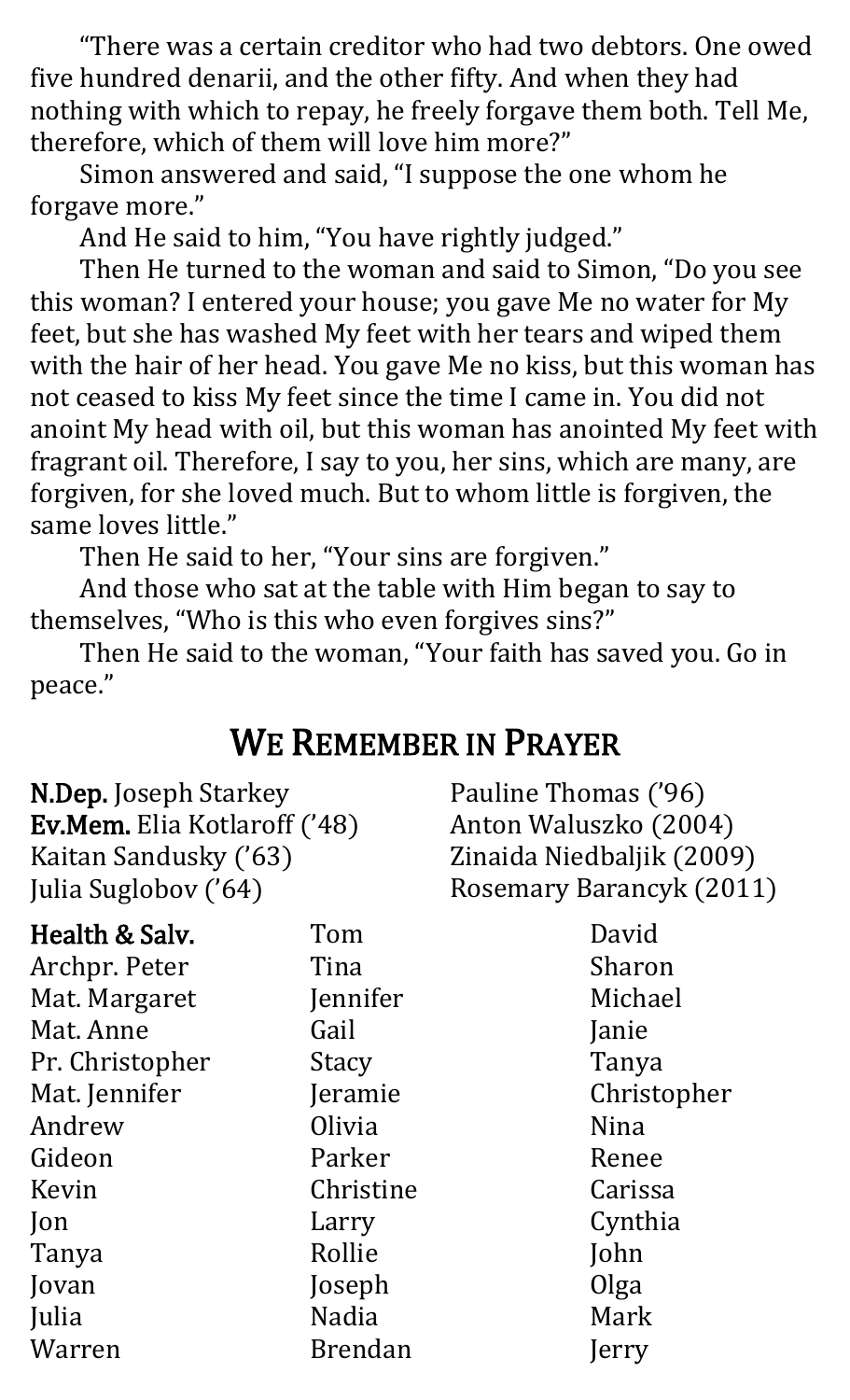"There was a certain creditor who had two debtors. One owed five hundred denarii, and the other fifty. And when they had nothing with which to repay, he freely forgave them both. Tell Me, therefore, which of them will love him more?"

Simon answered and said, "I suppose the one whom he forgave more."

And He said to him, "You have rightly judged."

Then He turned to the woman and said to Simon, "Do you see this woman? I entered your house; you gave Me no water for My feet, but she has washed My feet with her tears and wiped them with the hair of her head. You gave Me no kiss, but this woman has not ceased to kiss My feet since the time I came in. You did not anoint My head with oil, but this woman has anointed My feet with fragrant oil. Therefore, I say to you, her sins, which are many, are forgiven, for she loved much. But to whom little is forgiven, the same loves little."

Then He said to her, "Your sins are forgiven."

And those who sat at the table with Him began to say to themselves, "Who is this who even forgives sins?"

Then He said to the woman, "Your faith has saved you. Go in peace."

## We Remember in Prayer

**N.Dep.** Joseph Starkey
**Ev.Mem.** Elia Kotlaroff ('48)
Kaitan Sandusky ('63)
Julia Suglobov ('64)
Pauline Thomas ('96)
Anton Waluszko (2004)
Zinaida Niedbaljik (2009)
Rosemary Barancyk (2011)

**Health & Salv.**
Archpr. Peter
Mat. Margaret
Mat. Anne
Pr. Christopher
Mat. Jennifer
Andrew
Gideon
Kevin
Jon
Tanya
Jovan
Julia
Warren
Tom
Tina
Jennifer
Gail
Stacy
Jeramie
Olivia
Parker
Christine
Larry
Rollie
Joseph
Nadia
Brendan
David
Sharon
Michael
Janie
Tanya
Christopher
Nina
Renee
Carissa
Cynthia
John
Olga
Mark
Jerry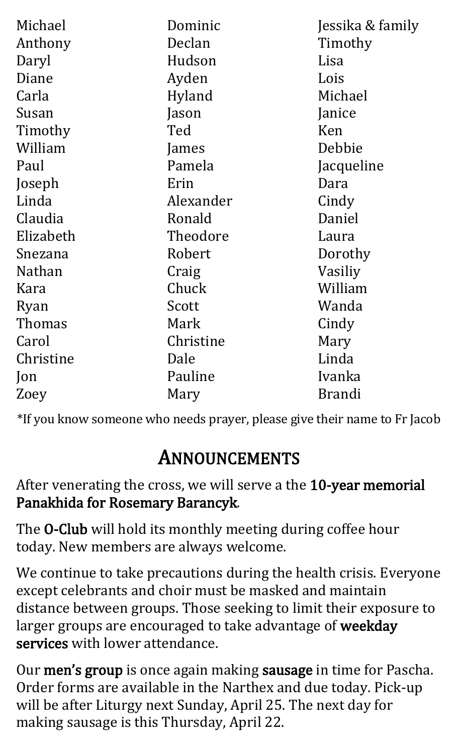Michael
Anthony
Daryl
Diane
Carla
Susan
Timothy
William
Paul
Joseph
Linda
Claudia
Elizabeth
Snezana
Nathan
Kara
Ryan
Thomas
Carol
Christine
Jon
Zoey
Dominic
Declan
Hudson
Ayden
Hyland
Jason
Ted
James
Pamela
Erin
Alexander
Ronald
Theodore
Robert
Craig
Chuck
Scott
Mark
Christine
Dale
Pauline
Mary
Jessika & family
Timothy
Lisa
Lois
Michael
Janice
Ken
Debbie
Jacqueline
Dara
Cindy
Daniel
Laura
Dorothy
Vasiliy
William
Wanda
Cindy
Mary
Linda
Ivanka
Brandi

*If you know someone who needs prayer, please give their name to Fr Jacob

## Announcements

After venerating the cross, we will serve a the **10-year memorial Panakhida for Rosemary Barancyk**.

The **O-Club** will hold its monthly meeting during coffee hour today. New members are always welcome.

We continue to take precautions during the health crisis. Everyone except celebrants and choir must be masked and maintain distance between groups. Those seeking to limit their exposure to larger groups are encouraged to take advantage of **weekday services** with lower attendance.

Our **men's group** is once again making **sausage** in time for Pascha. Order forms are available in the Narthex and due today. Pick-up will be after Liturgy next Sunday, April 25. The next day for making sausage is this Thursday, April 22.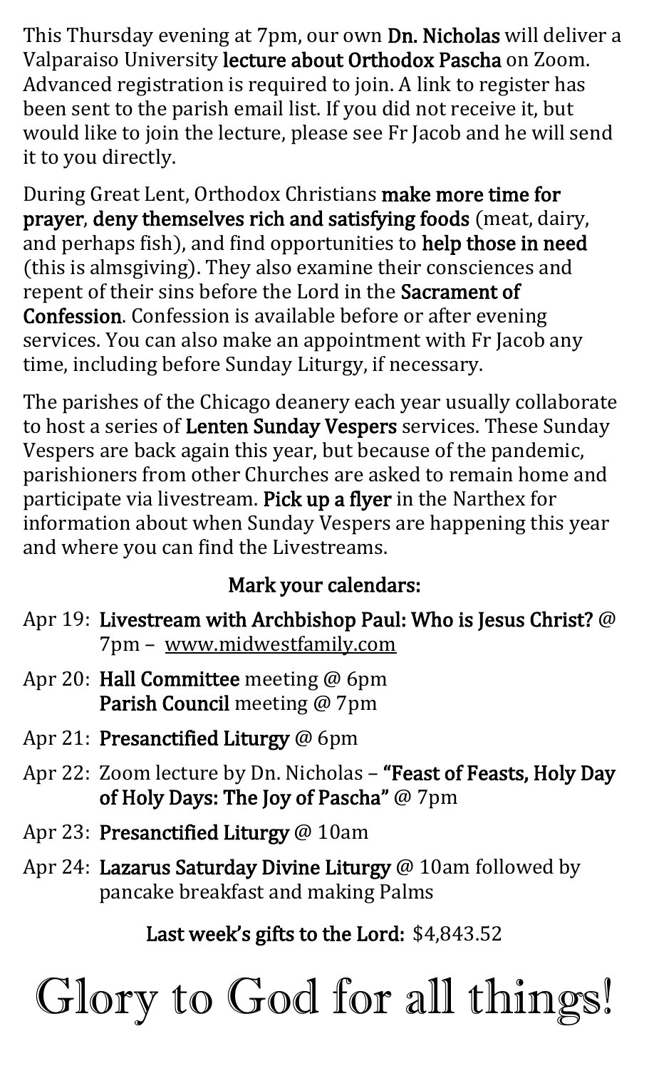This Thursday evening at 7pm, our own **Dn. Nicholas** will deliver a Valparaiso University **lecture about Orthodox Pascha** on Zoom. Advanced registration is required to join. A link to register has been sent to the parish email list. If you did not receive it, but would like to join the lecture, please see Fr Jacob and he will send it to you directly.

During Great Lent, Orthodox Christians **make more time for prayer**, **deny themselves rich and satisfying foods** (meat, dairy, and perhaps fish), and find opportunities to **help those in need** (this is almsgiving). They also examine their consciences and repent of their sins before the Lord in the **Sacrament of Confession**. Confession is available before or after evening services. You can also make an appointment with Fr Jacob any time, including before Sunday Liturgy, if necessary.

The parishes of the Chicago deanery each year usually collaborate to host a series of **Lenten Sunday Vespers** services. These Sunday Vespers are back again this year, but because of the pandemic, parishioners from other Churches are asked to remain home and participate via livestream. **Pick up a flyer** in the Narthex for information about when Sunday Vespers are happening this year and where you can find the Livestreams.

## Mark your calendars:

- Apr 19: **Livestream with Archbishop Paul: Who is Jesus Christ?** @ 7pm – www.midwestfamily.com
- Apr 20: **Hall Committee** meeting @ 6pm
  **Parish Council** meeting @ 7pm
- Apr 21: **Presanctified Liturgy** @ 6pm
- Apr 22: Zoom lecture by Dn. Nicholas – **"Feast of Feasts, Holy Day of Holy Days: The Joy of Pascha"** @ 7pm
- Apr 23: **Presanctified Liturgy** @ 10am
- Apr 24: **Lazarus Saturday Divine Liturgy** @ 10am followed by pancake breakfast and making Palms

**Last week's gifts to the Lord:** $4,843.52

# Glory to God for all things!